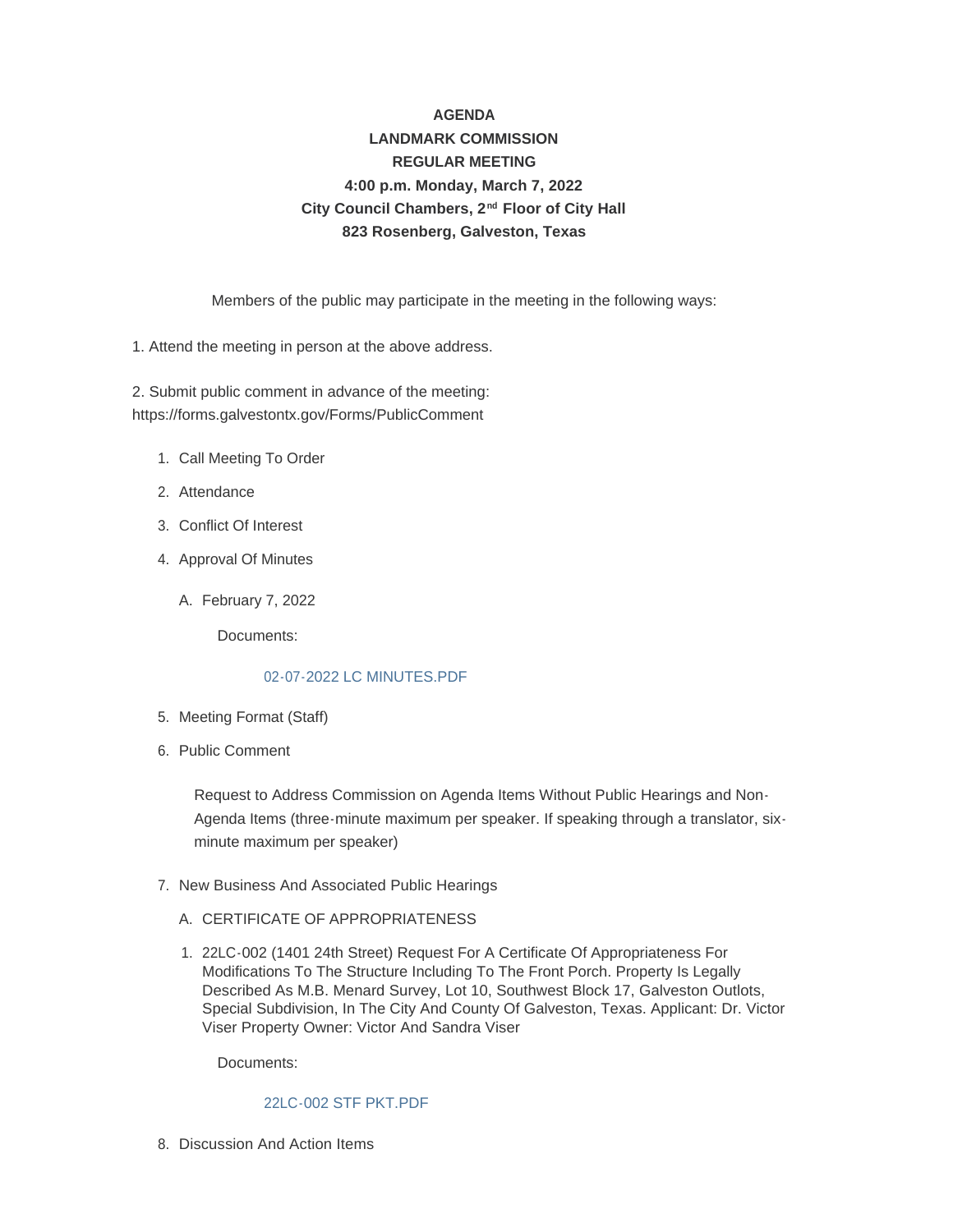**AGENDA**
**LANDMARK COMMISSION**
**REGULAR MEETING**
**4:00 p.m. Monday, March 7, 2022**
**City Council Chambers, 2nd Floor of City Hall**
**823 Rosenberg, Galveston, Texas**

Members of the public may participate in the meeting in the following ways:

1. Attend the meeting in person at the above address.

2. Submit public comment in advance of the meeting: https://forms.galvestontx.gov/Forms/PublicComment

1. Call Meeting To Order
2. Attendance
3. Conflict Of Interest
4. Approval Of Minutes
   - A. February 7, 2022

     Documents:

     02-07-2022 LC MINUTES.PDF

5. Meeting Format (Staff)
6. Public Comment

   Request to Address Commission on Agenda Items Without Public Hearings and Non-Agenda Items (three-minute maximum per speaker. If speaking through a translator, six-minute maximum per speaker)

7. New Business And Associated Public Hearings
   - A. CERTIFICATE OF APPROPRIATENESS
     1. 22LC-002 (1401 24th Street) Request For A Certificate Of Appropriateness For Modifications To The Structure Including To The Front Porch. Property Is Legally Described As M.B. Menard Survey, Lot 10, Southwest Block 17, Galveston Outlots, Special Subdivision, In The City And County Of Galveston, Texas. Applicant: Dr. Victor Viser Property Owner: Victor And Sandra Viser

        Documents:

        22LC-002 STF PKT.PDF

8. Discussion And Action Items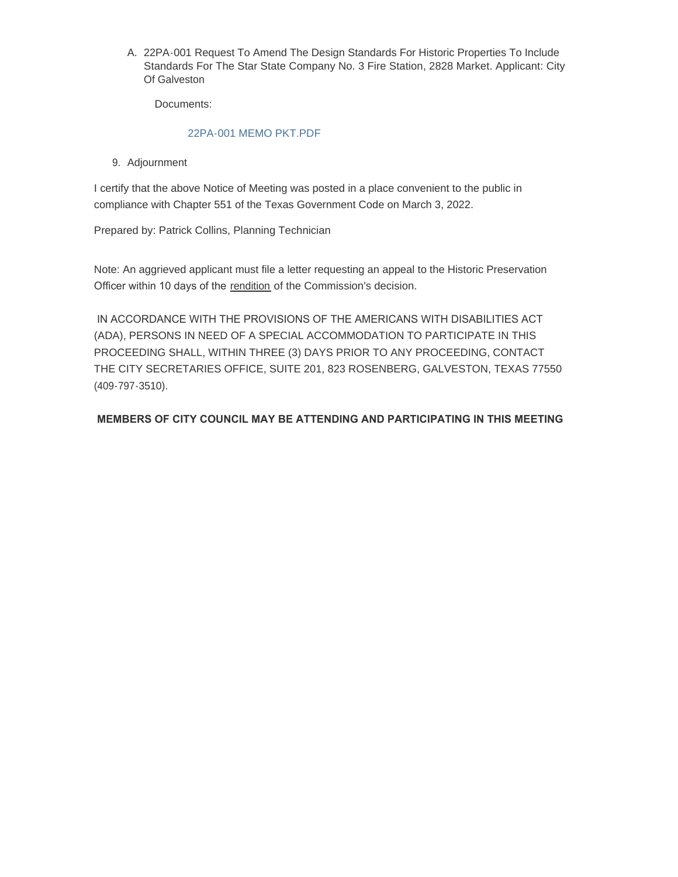A. 22PA-001 Request To Amend The Design Standards For Historic Properties To Include Standards For The Star State Company No. 3 Fire Station, 2828 Market. Applicant: City Of Galveston

   Documents:

   22PA-001 MEMO PKT.PDF

9. Adjournment

I certify that the above Notice of Meeting was posted in a place convenient to the public in compliance with Chapter 551 of the Texas Government Code on March 3, 2022.

Prepared by: Patrick Collins, Planning Technician

Note: An aggrieved applicant must file a letter requesting an appeal to the Historic Preservation Officer within 10 days of the rendition of the Commission's decision.

IN ACCORDANCE WITH THE PROVISIONS OF THE AMERICANS WITH DISABILITIES ACT (ADA), PERSONS IN NEED OF A SPECIAL ACCOMMODATION TO PARTICIPATE IN THIS PROCEEDING SHALL, WITHIN THREE (3) DAYS PRIOR TO ANY PROCEEDING, CONTACT THE CITY SECRETARIES OFFICE, SUITE 201, 823 ROSENBERG, GALVESTON, TEXAS 77550 (409-797-3510).

**MEMBERS OF CITY COUNCIL MAY BE ATTENDING AND PARTICIPATING IN THIS MEETING**